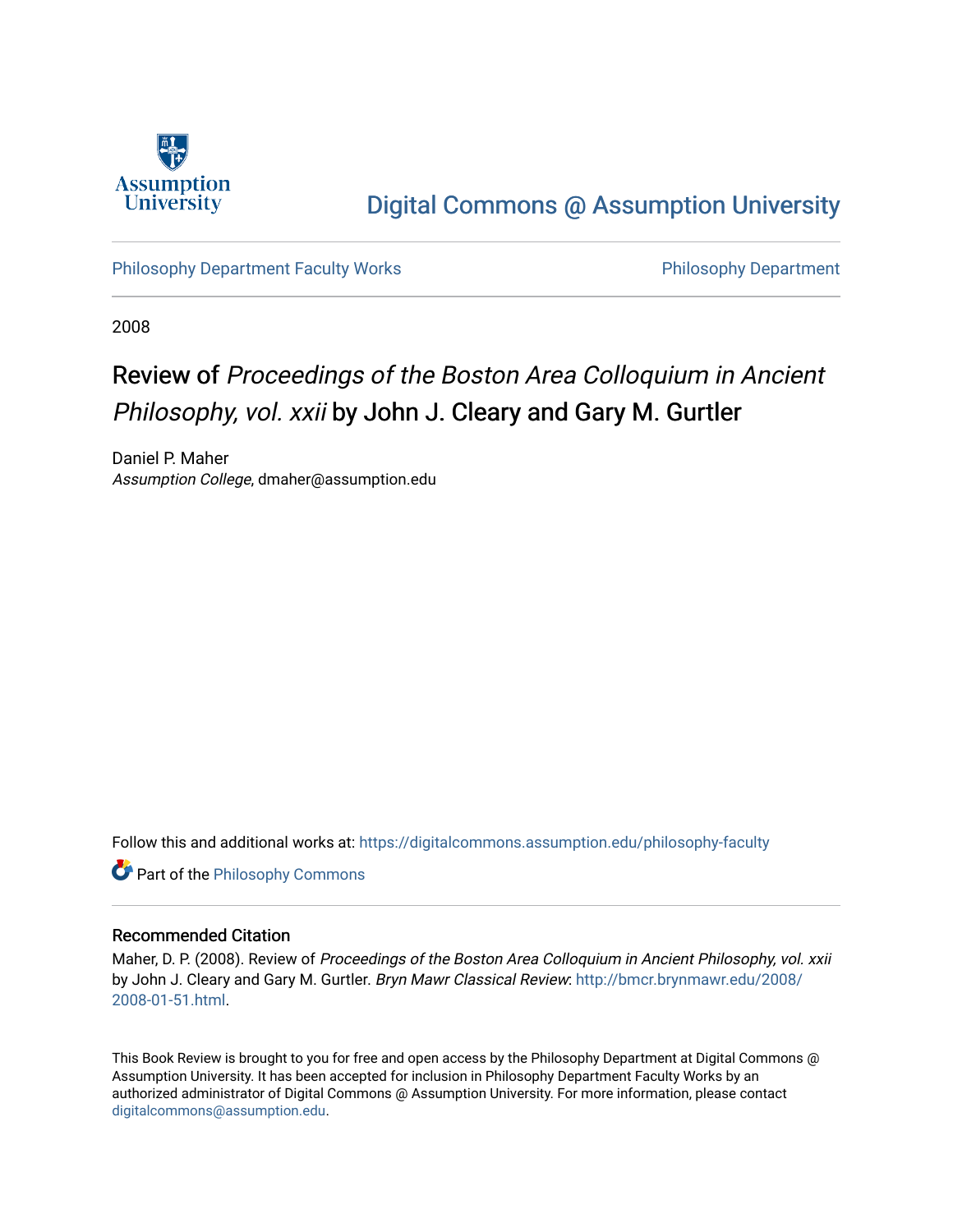Digital Commons @ Assumption University

Philosophy Department Faculty Works

Philosophy Department

2008

# Review of *Proceedings of the Boston Area Colloquium in Ancient Philosophy, vol. xxii* by John J. Cleary and Gary M. Gurtler

Daniel P. Maher
*Assumption College*, dmaher@assumption.edu

Follow this and additional works at: https://digitalcommons.assumption.edu/philosophy-faculty

Part of the Philosophy Commons

## Recommended Citation

Maher, D. P. (2008). Review of *Proceedings of the Boston Area Colloquium in Ancient Philosophy, vol. xxii* by John J. Cleary and Gary M. Gurtler. *Bryn Mawr Classical Review*: http://bmcr.brynmawr.edu/2008/2008-01-51.html.

This Book Review is brought to you for free and open access by the Philosophy Department at Digital Commons @ Assumption University. It has been accepted for inclusion in Philosophy Department Faculty Works by an authorized administrator of Digital Commons @ Assumption University. For more information, please contact digitalcommons@assumption.edu.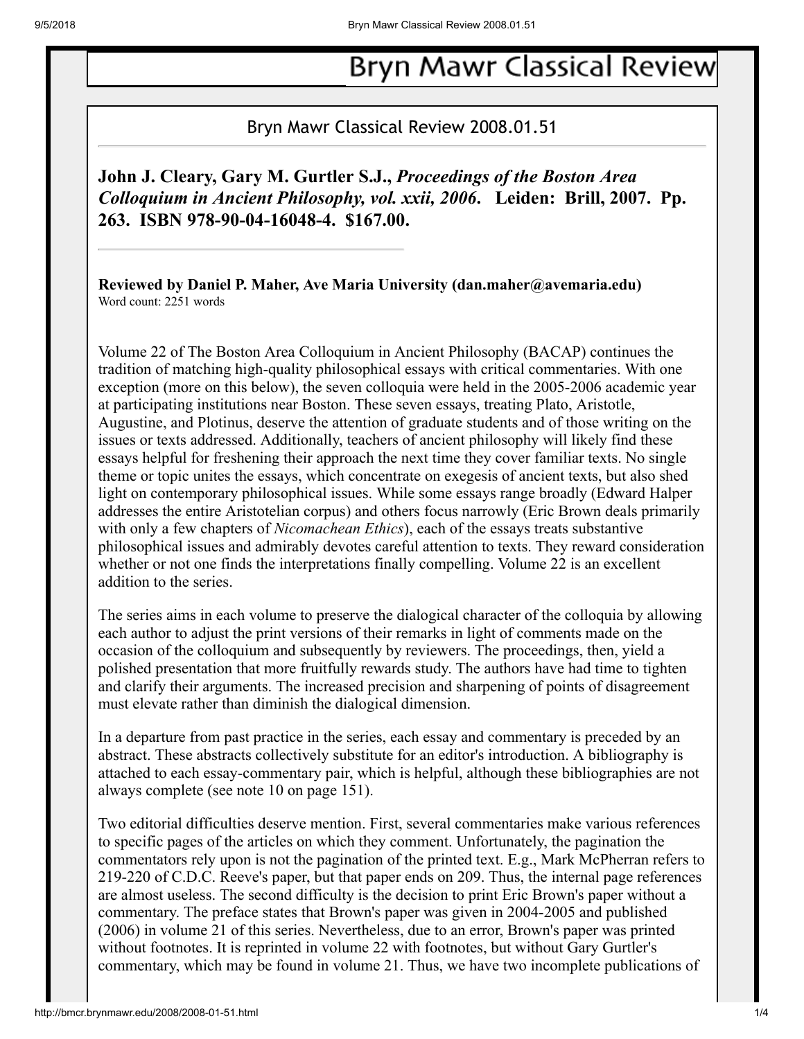# Bryn Mawr Classical Review

Bryn Mawr Classical Review 2008.01.51

**John J. Cleary, Gary M. Gurtler S.J., *Proceedings of the Boston Area Colloquium in Ancient Philosophy, vol. xxii, 2006*. Leiden: Brill, 2007. Pp. 263. ISBN 978-90-04-16048-4. $167.00.**

---

**Reviewed by Daniel P. Maher, Ave Maria University (dan.maher@avemaria.edu)**
Word count: 2251 words

Volume 22 of The Boston Area Colloquium in Ancient Philosophy (BACAP) continues the tradition of matching high-quality philosophical essays with critical commentaries. With one exception (more on this below), the seven colloquia were held in the 2005-2006 academic year at participating institutions near Boston. These seven essays, treating Plato, Aristotle, Augustine, and Plotinus, deserve the attention of graduate students and of those writing on the issues or texts addressed. Additionally, teachers of ancient philosophy will likely find these essays helpful for freshening their approach the next time they cover familiar texts. No single theme or topic unites the essays, which concentrate on exegesis of ancient texts, but also shed light on contemporary philosophical issues. While some essays range broadly (Edward Halper addresses the entire Aristotelian corpus) and others focus narrowly (Eric Brown deals primarily with only a few chapters of *Nicomachean Ethics*), each of the essays treats substantive philosophical issues and admirably devotes careful attention to texts. They reward consideration whether or not one finds the interpretations finally compelling. Volume 22 is an excellent addition to the series.

The series aims in each volume to preserve the dialogical character of the colloquia by allowing each author to adjust the print versions of their remarks in light of comments made on the occasion of the colloquium and subsequently by reviewers. The proceedings, then, yield a polished presentation that more fruitfully rewards study. The authors have had time to tighten and clarify their arguments. The increased precision and sharpening of points of disagreement must elevate rather than diminish the dialogical dimension.

In a departure from past practice in the series, each essay and commentary is preceded by an abstract. These abstracts collectively substitute for an editor's introduction. A bibliography is attached to each essay-commentary pair, which is helpful, although these bibliographies are not always complete (see note 10 on page 151).

Two editorial difficulties deserve mention. First, several commentaries make various references to specific pages of the articles on which they comment. Unfortunately, the pagination the commentators rely upon is not the pagination of the printed text. E.g., Mark McPherran refers to 219-220 of C.D.C. Reeve's paper, but that paper ends on 209. Thus, the internal page references are almost useless. The second difficulty is the decision to print Eric Brown's paper without a commentary. The preface states that Brown's paper was given in 2004-2005 and published (2006) in volume 21 of this series. Nevertheless, due to an error, Brown's paper was printed without footnotes. It is reprinted in volume 22 with footnotes, but without Gary Gurtler's commentary, which may be found in volume 21. Thus, we have two incomplete publications of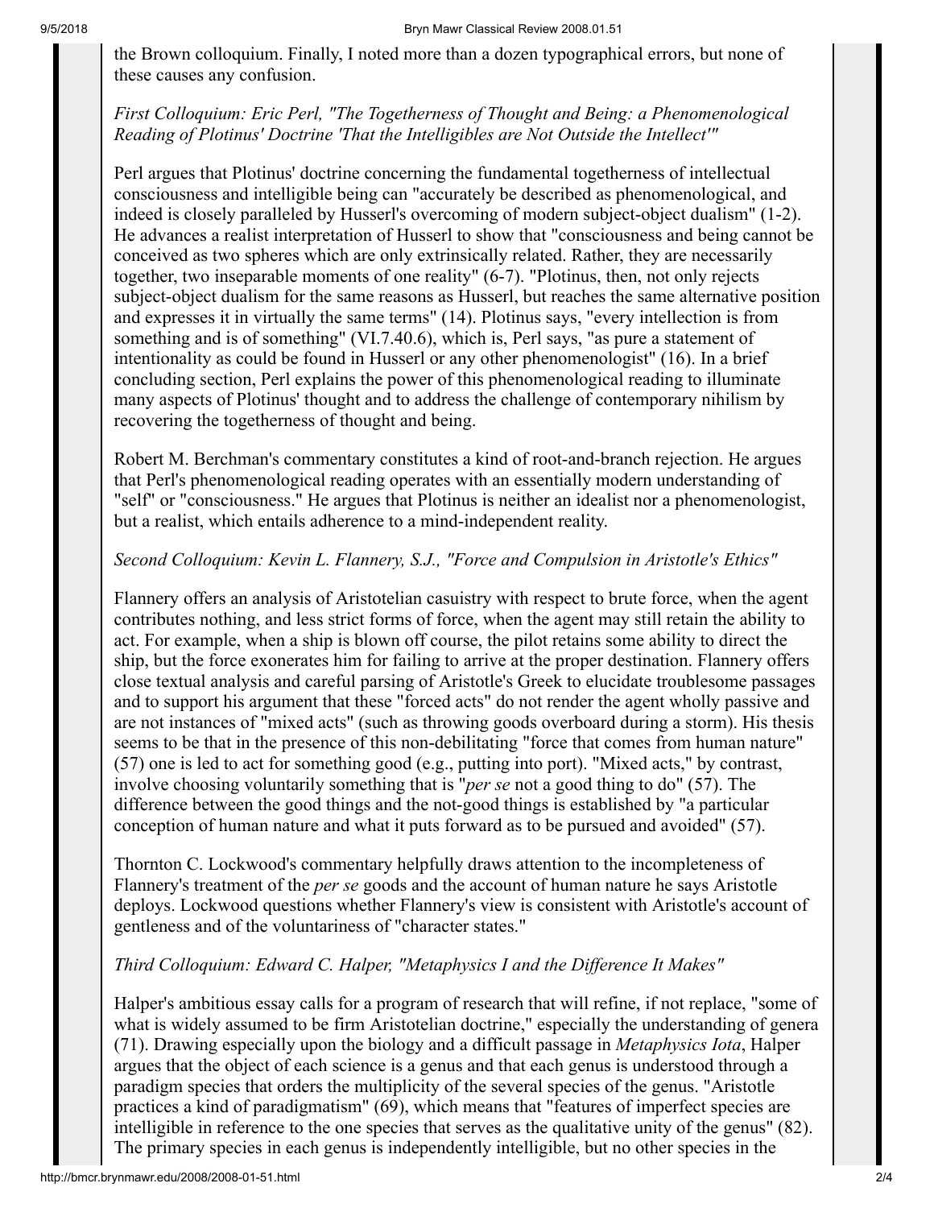the Brown colloquium. Finally, I noted more than a dozen typographical errors, but none of these causes any confusion.

*First Colloquium: Eric Perl, "The Togetherness of Thought and Being: a Phenomenological Reading of Plotinus' Doctrine 'That the Intelligibles are Not Outside the Intellect'"*

Perl argues that Plotinus' doctrine concerning the fundamental togetherness of intellectual consciousness and intelligible being can "accurately be described as phenomenological, and indeed is closely paralleled by Husserl's overcoming of modern subject-object dualism" (1-2). He advances a realist interpretation of Husserl to show that "consciousness and being cannot be conceived as two spheres which are only extrinsically related. Rather, they are necessarily together, two inseparable moments of one reality" (6-7). "Plotinus, then, not only rejects subject-object dualism for the same reasons as Husserl, but reaches the same alternative position and expresses it in virtually the same terms" (14). Plotinus says, "every intellection is from something and is of something" (VI.7.40.6), which is, Perl says, "as pure a statement of intentionality as could be found in Husserl or any other phenomenologist" (16). In a brief concluding section, Perl explains the power of this phenomenological reading to illuminate many aspects of Plotinus' thought and to address the challenge of contemporary nihilism by recovering the togetherness of thought and being.

Robert M. Berchman's commentary constitutes a kind of root-and-branch rejection. He argues that Perl's phenomenological reading operates with an essentially modern understanding of "self" or "consciousness." He argues that Plotinus is neither an idealist nor a phenomenologist, but a realist, which entails adherence to a mind-independent reality.

*Second Colloquium: Kevin L. Flannery, S.J., "Force and Compulsion in Aristotle's Ethics"*

Flannery offers an analysis of Aristotelian casuistry with respect to brute force, when the agent contributes nothing, and less strict forms of force, when the agent may still retain the ability to act. For example, when a ship is blown off course, the pilot retains some ability to direct the ship, but the force exonerates him for failing to arrive at the proper destination. Flannery offers close textual analysis and careful parsing of Aristotle's Greek to elucidate troublesome passages and to support his argument that these "forced acts" do not render the agent wholly passive and are not instances of "mixed acts" (such as throwing goods overboard during a storm). His thesis seems to be that in the presence of this non-debilitating "force that comes from human nature" (57) one is led to act for something good (e.g., putting into port). "Mixed acts," by contrast, involve choosing voluntarily something that is "*per se* not a good thing to do" (57). The difference between the good things and the not-good things is established by "a particular conception of human nature and what it puts forward as to be pursued and avoided" (57).

Thornton C. Lockwood's commentary helpfully draws attention to the incompleteness of Flannery's treatment of the *per se* goods and the account of human nature he says Aristotle deploys. Lockwood questions whether Flannery's view is consistent with Aristotle's account of gentleness and of the voluntariness of "character states."

*Third Colloquium: Edward C. Halper, "Metaphysics I and the Difference It Makes"*

Halper's ambitious essay calls for a program of research that will refine, if not replace, "some of what is widely assumed to be firm Aristotelian doctrine," especially the understanding of genera (71). Drawing especially upon the biology and a difficult passage in *Metaphysics Iota*, Halper argues that the object of each science is a genus and that each genus is understood through a paradigm species that orders the multiplicity of the several species of the genus. "Aristotle practices a kind of paradigmatism" (69), which means that "features of imperfect species are intelligible in reference to the one species that serves as the qualitative unity of the genus" (82). The primary species in each genus is independently intelligible, but no other species in the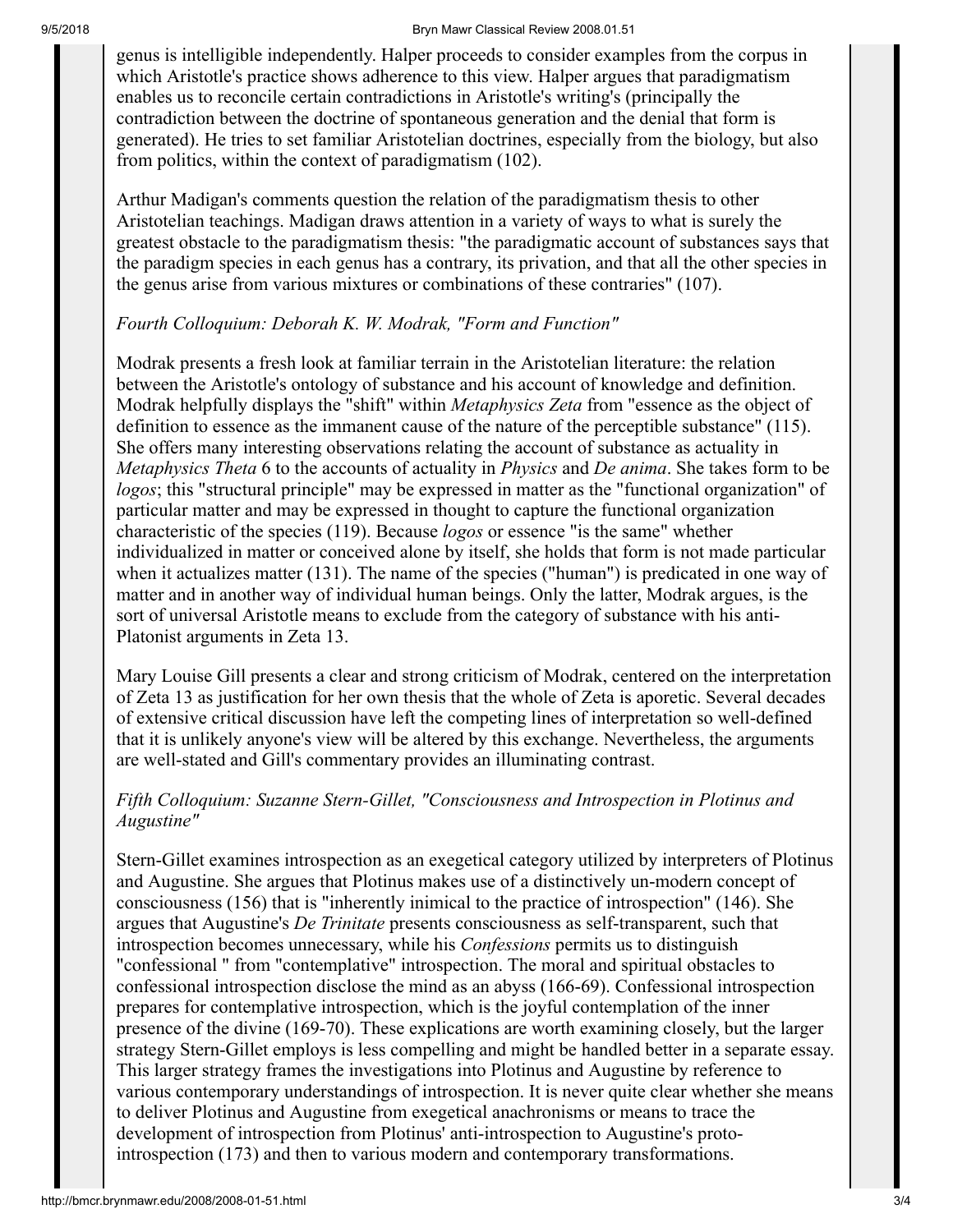genus is intelligible independently. Halper proceeds to consider examples from the corpus in which Aristotle's practice shows adherence to this view. Halper argues that paradigmatism enables us to reconcile certain contradictions in Aristotle's writing's (principally the contradiction between the doctrine of spontaneous generation and the denial that form is generated). He tries to set familiar Aristotelian doctrines, especially from the biology, but also from politics, within the context of paradigmatism (102).

Arthur Madigan's comments question the relation of the paradigmatism thesis to other Aristotelian teachings. Madigan draws attention in a variety of ways to what is surely the greatest obstacle to the paradigmatism thesis: "the paradigmatic account of substances says that the paradigm species in each genus has a contrary, its privation, and that all the other species in the genus arise from various mixtures or combinations of these contraries" (107).

*Fourth Colloquium: Deborah K. W. Modrak, "Form and Function"*

Modrak presents a fresh look at familiar terrain in the Aristotelian literature: the relation between the Aristotle's ontology of substance and his account of knowledge and definition. Modrak helpfully displays the "shift" within *Metaphysics Zeta* from "essence as the object of definition to essence as the immanent cause of the nature of the perceptible substance" (115). She offers many interesting observations relating the account of substance as actuality in *Metaphysics Theta* 6 to the accounts of actuality in *Physics* and *De anima*. She takes form to be *logos*; this "structural principle" may be expressed in matter as the "functional organization" of particular matter and may be expressed in thought to capture the functional organization characteristic of the species (119). Because *logos* or essence "is the same" whether individualized in matter or conceived alone by itself, she holds that form is not made particular when it actualizes matter (131). The name of the species ("human") is predicated in one way of matter and in another way of individual human beings. Only the latter, Modrak argues, is the sort of universal Aristotle means to exclude from the category of substance with his anti-Platonist arguments in Zeta 13.

Mary Louise Gill presents a clear and strong criticism of Modrak, centered on the interpretation of Zeta 13 as justification for her own thesis that the whole of Zeta is aporetic. Several decades of extensive critical discussion have left the competing lines of interpretation so well-defined that it is unlikely anyone's view will be altered by this exchange. Nevertheless, the arguments are well-stated and Gill's commentary provides an illuminating contrast.

*Fifth Colloquium: Suzanne Stern-Gillet, "Consciousness and Introspection in Plotinus and Augustine"*

Stern-Gillet examines introspection as an exegetical category utilized by interpreters of Plotinus and Augustine. She argues that Plotinus makes use of a distinctively un-modern concept of consciousness (156) that is "inherently inimical to the practice of introspection" (146). She argues that Augustine's *De Trinitate* presents consciousness as self-transparent, such that introspection becomes unnecessary, while his *Confessions* permits us to distinguish "confessional " from "contemplative" introspection. The moral and spiritual obstacles to confessional introspection disclose the mind as an abyss (166-69). Confessional introspection prepares for contemplative introspection, which is the joyful contemplation of the inner presence of the divine (169-70). These explications are worth examining closely, but the larger strategy Stern-Gillet employs is less compelling and might be handled better in a separate essay. This larger strategy frames the investigations into Plotinus and Augustine by reference to various contemporary understandings of introspection. It is never quite clear whether she means to deliver Plotinus and Augustine from exegetical anachronisms or means to trace the development of introspection from Plotinus' anti-introspection to Augustine's proto-introspection (173) and then to various modern and contemporary transformations.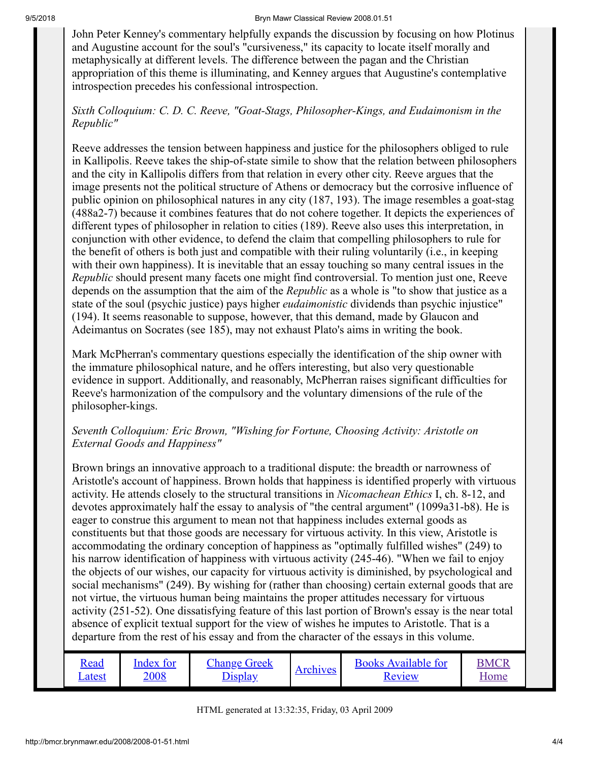John Peter Kenney's commentary helpfully expands the discussion by focusing on how Plotinus and Augustine account for the soul's "cursiveness," its capacity to locate itself morally and metaphysically at different levels. The difference between the pagan and the Christian appropriation of this theme is illuminating, and Kenney argues that Augustine's contemplative introspection precedes his confessional introspection.

*Sixth Colloquium: C. D. C. Reeve, "Goat-Stags, Philosopher-Kings, and Eudaimonism in the Republic"*

Reeve addresses the tension between happiness and justice for the philosophers obliged to rule in Kallipolis. Reeve takes the ship-of-state simile to show that the relation between philosophers and the city in Kallipolis differs from that relation in every other city. Reeve argues that the image presents not the political structure of Athens or democracy but the corrosive influence of public opinion on philosophical natures in any city (187, 193). The image resembles a goat-stag (488a2-7) because it combines features that do not cohere together. It depicts the experiences of different types of philosopher in relation to cities (189). Reeve also uses this interpretation, in conjunction with other evidence, to defend the claim that compelling philosophers to rule for the benefit of others is both just and compatible with their ruling voluntarily (i.e., in keeping with their own happiness). It is inevitable that an essay touching so many central issues in the *Republic* should present many facets one might find controversial. To mention just one, Reeve depends on the assumption that the aim of the *Republic* as a whole is "to show that justice as a state of the soul (psychic justice) pays higher *eudaimonistic* dividends than psychic injustice" (194). It seems reasonable to suppose, however, that this demand, made by Glaucon and Adeimantus on Socrates (see 185), may not exhaust Plato's aims in writing the book.

Mark McPherran's commentary questions especially the identification of the ship owner with the immature philosophical nature, and he offers interesting, but also very questionable evidence in support. Additionally, and reasonably, McPherran raises significant difficulties for Reeve's harmonization of the compulsory and the voluntary dimensions of the rule of the philosopher-kings.

*Seventh Colloquium: Eric Brown, "Wishing for Fortune, Choosing Activity: Aristotle on External Goods and Happiness"*

Brown brings an innovative approach to a traditional dispute: the breadth or narrowness of Aristotle's account of happiness. Brown holds that happiness is identified properly with virtuous activity. He attends closely to the structural transitions in *Nicomachean Ethics* I, ch. 8-12, and devotes approximately half the essay to analysis of "the central argument" (1099a31-b8). He is eager to construe this argument to mean not that happiness includes external goods as constituents but that those goods are necessary for virtuous activity. In this view, Aristotle is accommodating the ordinary conception of happiness as "optimally fulfilled wishes" (249) to his narrow identification of happiness with virtuous activity (245-46). "When we fail to enjoy the objects of our wishes, our capacity for virtuous activity is diminished, by psychological and social mechanisms" (249). By wishing for (rather than choosing) certain external goods that are not virtue, the virtuous human being maintains the proper attitudes necessary for virtuous activity (251-52). One dissatisfying feature of this last portion of Brown's essay is the near total absence of explicit textual support for the view of wishes he imputes to Aristotle. That is a departure from the rest of his essay and from the character of the essays in this volume.

| | | | | | |
|---|---|---|---|---|---|
| Read Latest | Index for 2008 | Change Greek Display | Archives | Books Available for Review | BMCR Home |

HTML generated at 13:32:35, Friday, 03 April 2009